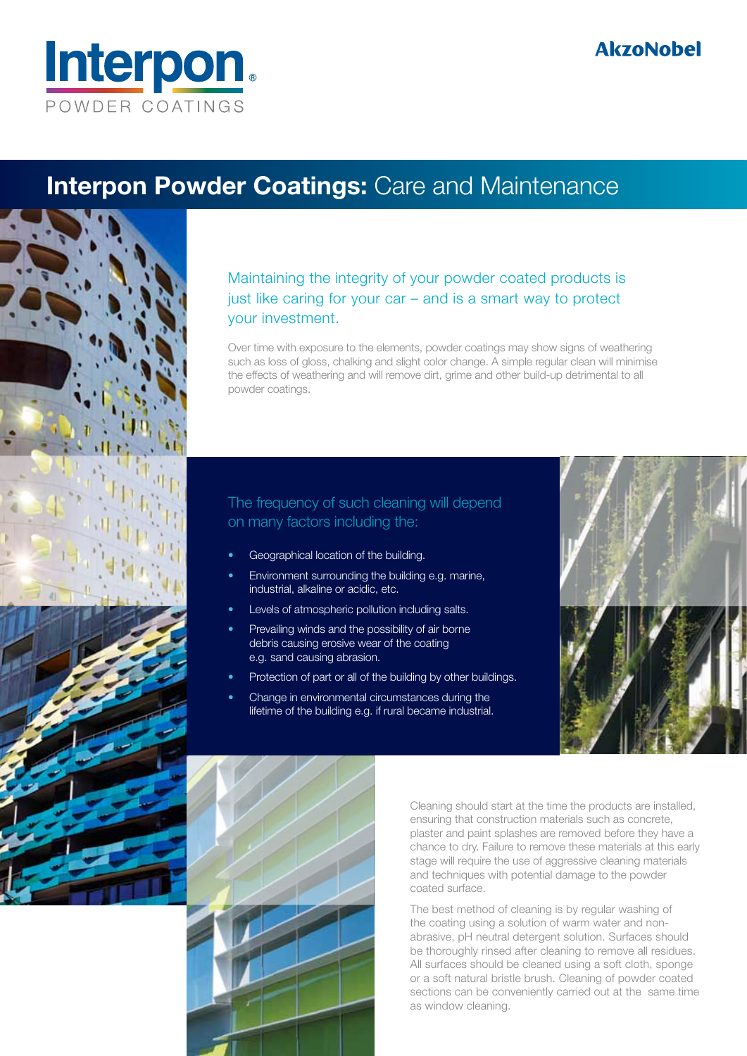Interpon
POWDER COATINGS

AkzoNobel

# Interpon Powder Coatings: Care and Maintenance

Maintaining the integrity of your powder coated products is just like caring for your car – and is a smart way to protect your investment.

Over time with exposure to the elements, powder coatings may show signs of weathering such as loss of gloss, chalking and slight color change. A simple regular clean will minimise the effects of weathering and will remove dirt, grime and other build-up detrimental to all powder coatings.

## The frequency of such cleaning will depend on many factors including the:

- Geographical location of the building.
- Environment surrounding the building e.g. marine, industrial, alkaline or acidic, etc.
- Levels of atmospheric pollution including salts.
- Prevailing winds and the possibility of air borne debris causing erosive wear of the coating e.g. sand causing abrasion.
- Protection of part or all of the building by other buildings.
- Change in environmental circumstances during the lifetime of the building e.g. if rural became industrial.

Cleaning should start at the time the products are installed, ensuring that construction materials such as concrete, plaster and paint splashes are removed before they have a chance to dry. Failure to remove these materials at this early stage will require the use of aggressive cleaning materials and techniques with potential damage to the powder coated surface.

The best method of cleaning is by regular washing of the coating using a solution of warm water and non-abrasive, pH neutral detergent solution. Surfaces should be thoroughly rinsed after cleaning to remove all residues. All surfaces should be cleaned using a soft cloth, sponge or a soft natural bristle brush. Cleaning of powder coated sections can be conveniently carried out at the same time as window cleaning.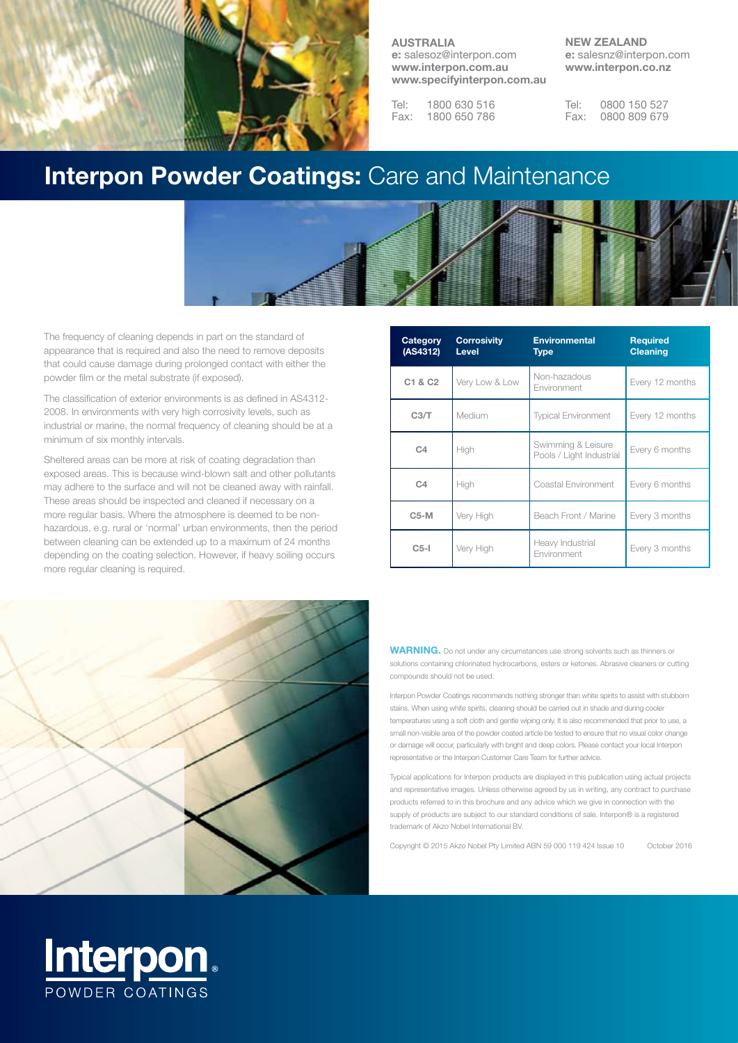**AUSTRALIA**
**e:** salesoz@interpon.com
**www.interpon.com.au**
**www.specifyinterpon.com.au**

Tel: 1800 630 516
Fax: 1800 650 786

**NEW ZEALAND**
**e:** salesnz@interpon.com
**www.interpon.co.nz**

Tel: 0800 150 527
Fax: 0800 809 679

# **Interpon Powder Coatings:** Care and Maintenance

The frequency of cleaning depends in part on the standard of appearance that is required and also the need to remove deposits that could cause damage during prolonged contact with either the powder film or the metal substrate (if exposed).

The classification of exterior environments is as defined in AS4312-2008. In environments with very high corrosivity levels, such as industrial or marine, the normal frequency of cleaning should be at a minimum of six monthly intervals.

Sheltered areas can be more at risk of coating degradation than exposed areas. This is because wind-blown salt and other pollutants may adhere to the surface and will not be cleaned away with rainfall. These areas should be inspected and cleaned if necessary on a more regular basis. Where the atmosphere is deemed to be non-hazardous, e.g. rural or 'normal' urban environments, then the period between cleaning can be extended up to a maximum of 24 months depending on the coating selection. However, if heavy soiling occurs more regular cleaning is required.

| Category (AS4312) | Corrosivity Level | Environmental Type | Required Cleaning |
|---|---|---|---|
| C1 & C2 | Very Low & Low | Non-hazadous Environment | Every 12 months |
| C3/T | Medium | Typical Environment | Every 12 months |
| C4 | High | Swimming & Leisure Pools / Light Industrial | Every 6 months |
| C4 | High | Coastal Environment | Every 6 months |
| C5-M | Very High | Beach Front / Marine | Every 3 months |
| C5-I | Very High | Heavy Industrial Environment | Every 3 months |

**WARNING.** Do not under any circumstances use strong solvents such as thinners or solutions containing chlorinated hydrocarbons, esters or ketones. Abrasive cleaners or cutting compounds should not be used.

Interpon Powder Coatings recommends nothing stronger than white spirits to assist with stubborn stains. When using white spirits, cleaning should be carried out in shade and during cooler temperatures using a soft cloth and gentle wiping only. It is also recommended that prior to use, a small non-visible area of the powder coated article be tested to ensure that no visual color change or damage will occur, particularly with bright and deep colors. Please contact your local Interpon representative or the Interpon Customer Care Team for further advice.

Typical applications for Interpon products are displayed in this publication using actual projects and representative images. Unless otherwise agreed by us in writing, any contract to purchase products referred to in this brochure and any advice which we give in connection with the supply of products are subject to our standard conditions of sale. Interpon® is a registered trademark of Akzo Nobel International BV.

Copyright © 2015 Akzo Nobel Pty Limited ABN 59 000 119 424 Issue 10 October 2016

Interpon®
POWDER COATINGS